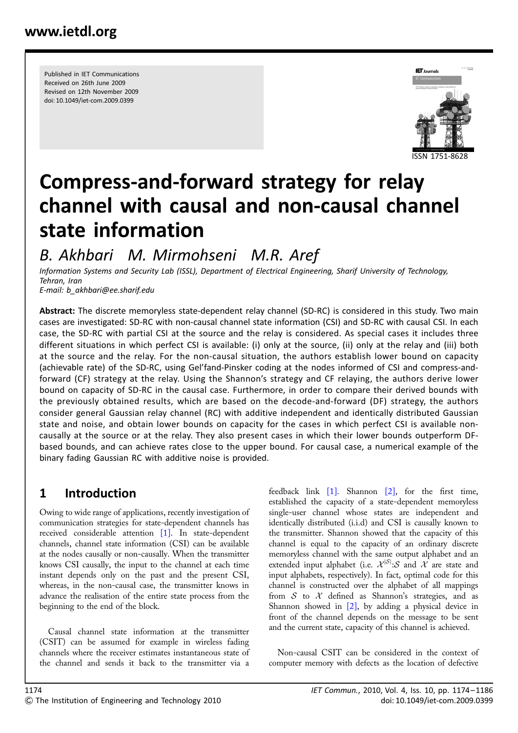Published in IET Communications
Received on 26th June 2009
Revised on 12th November 2009
doi: 10.1049/iet-com.2009.0399

ISSN 1751-8628

# Compress-and-forward strategy for relay channel with causal and non-causal channel state information

*B. Akhbari   M. Mirmohseni   M.R. Aref*

*Information Systems and Security Lab (ISSL), Department of Electrical Engineering, Sharif University of Technology, Tehran, Iran*
*E-mail: b_akhbari@ee.sharif.edu*

**Abstract:** The discrete memoryless state-dependent relay channel (SD-RC) is considered in this study. Two main cases are investigated: SD-RC with non-causal channel state information (CSI) and SD-RC with causal CSI. In each case, the SD-RC with partial CSI at the source and the relay is considered. As special cases it includes three different situations in which perfect CSI is available: (i) only at the source, (ii) only at the relay and (iii) both at the source and the relay. For the non-causal situation, the authors establish lower bound on capacity (achievable rate) of the SD-RC, using Gel'fand-Pinsker coding at the nodes informed of CSI and compress-and-forward (CF) strategy at the relay. Using the Shannon's strategy and CF relaying, the authors derive lower bound on capacity of SD-RC in the causal case. Furthermore, in order to compare their derived bounds with the previously obtained results, which are based on the decode-and-forward (DF) strategy, the authors consider general Gaussian relay channel (RC) with additive independent and identically distributed Gaussian state and noise, and obtain lower bounds on capacity for the cases in which perfect CSI is available non-causally at the source or at the relay. They also present cases in which their lower bounds outperform DF-based bounds, and can achieve rates close to the upper bound. For causal case, a numerical example of the binary fading Gaussian RC with additive noise is provided.

## 1 Introduction

Owing to wide range of applications, recently investigation of communication strategies for state-dependent channels has received considerable attention [1]. In state-dependent channels, channel state information (CSI) can be available at the nodes causally or non-causally. When the transmitter knows CSI causally, the input to the channel at each time instant depends only on the past and the present CSI, whereas, in the non-causal case, the transmitter knows in advance the realisation of the entire state process from the beginning to the end of the block.

Causal channel state information at the transmitter (CSIT) can be assumed for example in wireless fading channels where the receiver estimates instantaneous state of the channel and sends it back to the transmitter via a feedback link [1]. Shannon [2], for the first time, established the capacity of a state-dependent memoryless single-user channel whose states are independent and identically distributed (i.i.d) and CSI is causally known to the transmitter. Shannon showed that the capacity of this channel is equal to the capacity of an ordinary discrete memoryless channel with the same output alphabet and an extended input alphabet (i.e. $\mathcal{X}^{|\mathcal{S}|}$:$\mathcal{S}$ and $\mathcal{X}$ are state and input alphabets, respectively). In fact, optimal code for this channel is constructed over the alphabet of all mappings from $\mathcal{S}$ to $\mathcal{X}$ defined as Shannon's strategies, and as Shannon showed in [2], by adding a physical device in front of the channel depends on the message to be sent and the current state, capacity of this channel is achieved.

Non-causal CSIT can be considered in the context of computer memory with defects as the location of defective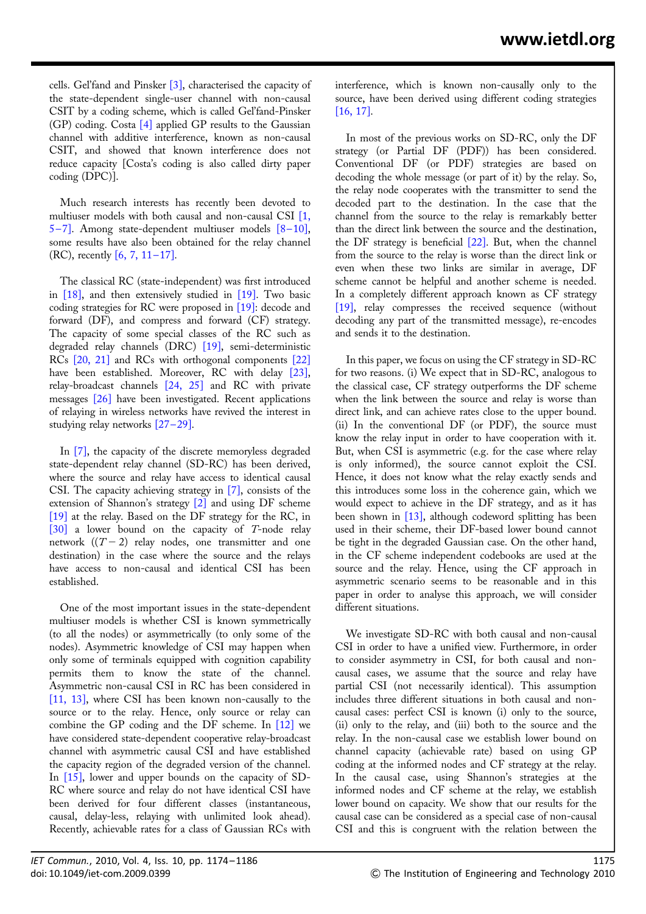cells. Gel'fand and Pinsker [3], characterised the capacity of the state-dependent single-user channel with non-causal CSIT by a coding scheme, which is called Gel'fand-Pinsker (GP) coding. Costa [4] applied GP results to the Gaussian channel with additive interference, known as non-causal CSIT, and showed that known interference does not reduce capacity [Costa's coding is also called dirty paper coding (DPC)].

Much research interests has recently been devoted to multiuser models with both causal and non-causal CSI [1, 5–7]. Among state-dependent multiuser models [8–10], some results have also been obtained for the relay channel (RC), recently [6, 7, 11–17].

The classical RC (state-independent) was first introduced in [18], and then extensively studied in [19]. Two basic coding strategies for RC were proposed in [19]: decode and forward (DF), and compress and forward (CF) strategy. The capacity of some special classes of the RC such as degraded relay channels (DRC) [19], semi-deterministic RCs [20, 21] and RCs with orthogonal components [22] have been established. Moreover, RC with delay [23], relay-broadcast channels [24, 25] and RC with private messages [26] have been investigated. Recent applications of relaying in wireless networks have revived the interest in studying relay networks [27–29].

In [7], the capacity of the discrete memoryless degraded state-dependent relay channel (SD-RC) has been derived, where the source and relay have access to identical causal CSI. The capacity achieving strategy in [7], consists of the extension of Shannon's strategy [2] and using DF scheme [19] at the relay. Based on the DF strategy for the RC, in [30] a lower bound on the capacity of $T$-node relay network ($(T-2)$ relay nodes, one transmitter and one destination) in the case where the source and the relays have access to non-causal and identical CSI has been established.

One of the most important issues in the state-dependent multiuser models is whether CSI is known symmetrically (to all the nodes) or asymmetrically (to only some of the nodes). Asymmetric knowledge of CSI may happen when only some of terminals equipped with cognition capability permits them to know the state of the channel. Asymmetric non-causal CSI in RC has been considered in [11, 13], where CSI has been known non-causally to the source or to the relay. Hence, only source or relay can combine the GP coding and the DF scheme. In [12] we have considered state-dependent cooperative relay-broadcast channel with asymmetric causal CSI and have established the capacity region of the degraded version of the channel. In [15], lower and upper bounds on the capacity of SD-RC where source and relay do not have identical CSI have been derived for four different classes (instantaneous, causal, delay-less, relaying with unlimited look ahead). Recently, achievable rates for a class of Gaussian RCs with interference, which is known non-causally only to the source, have been derived using different coding strategies [16, 17].

In most of the previous works on SD-RC, only the DF strategy (or Partial DF (PDF)) has been considered. Conventional DF (or PDF) strategies are based on decoding the whole message (or part of it) by the relay. So, the relay node cooperates with the transmitter to send the decoded part to the destination. In the case that the channel from the source to the relay is remarkably better than the direct link between the source and the destination, the DF strategy is beneficial [22]. But, when the channel from the source to the relay is worse than the direct link or even when these two links are similar in average, DF scheme cannot be helpful and another scheme is needed. In a completely different approach known as CF strategy [19], relay compresses the received sequence (without decoding any part of the transmitted message), re-encodes and sends it to the destination.

In this paper, we focus on using the CF strategy in SD-RC for two reasons. (i) We expect that in SD-RC, analogous to the classical case, CF strategy outperforms the DF scheme when the link between the source and relay is worse than direct link, and can achieve rates close to the upper bound. (ii) In the conventional DF (or PDF), the source must know the relay input in order to have cooperation with it. But, when CSI is asymmetric (e.g. for the case where relay is only informed), the source cannot exploit the CSI. Hence, it does not know what the relay exactly sends and this introduces some loss in the coherence gain, which we would expect to achieve in the DF strategy, and as it has been shown in [13], although codeword splitting has been used in their scheme, their DF-based lower bound cannot be tight in the degraded Gaussian case. On the other hand, in the CF scheme independent codebooks are used at the source and the relay. Hence, using the CF approach in asymmetric scenario seems to be reasonable and in this paper in order to analyse this approach, we will consider different situations.

We investigate SD-RC with both causal and non-causal CSI in order to have a unified view. Furthermore, in order to consider asymmetry in CSI, for both causal and non-causal cases, we assume that the source and relay have partial CSI (not necessarily identical). This assumption includes three different situations in both causal and non-causal cases: perfect CSI is known (i) only to the source, (ii) only to the relay, and (iii) both to the source and the relay. In the non-causal case we establish lower bound on channel capacity (achievable rate) based on using GP coding at the informed nodes and CF strategy at the relay. In the causal case, using Shannon's strategies at the informed nodes and CF scheme at the relay, we establish lower bound on capacity. We show that our results for the causal case can be considered as a special case of non-causal CSI and this is congruent with the relation between the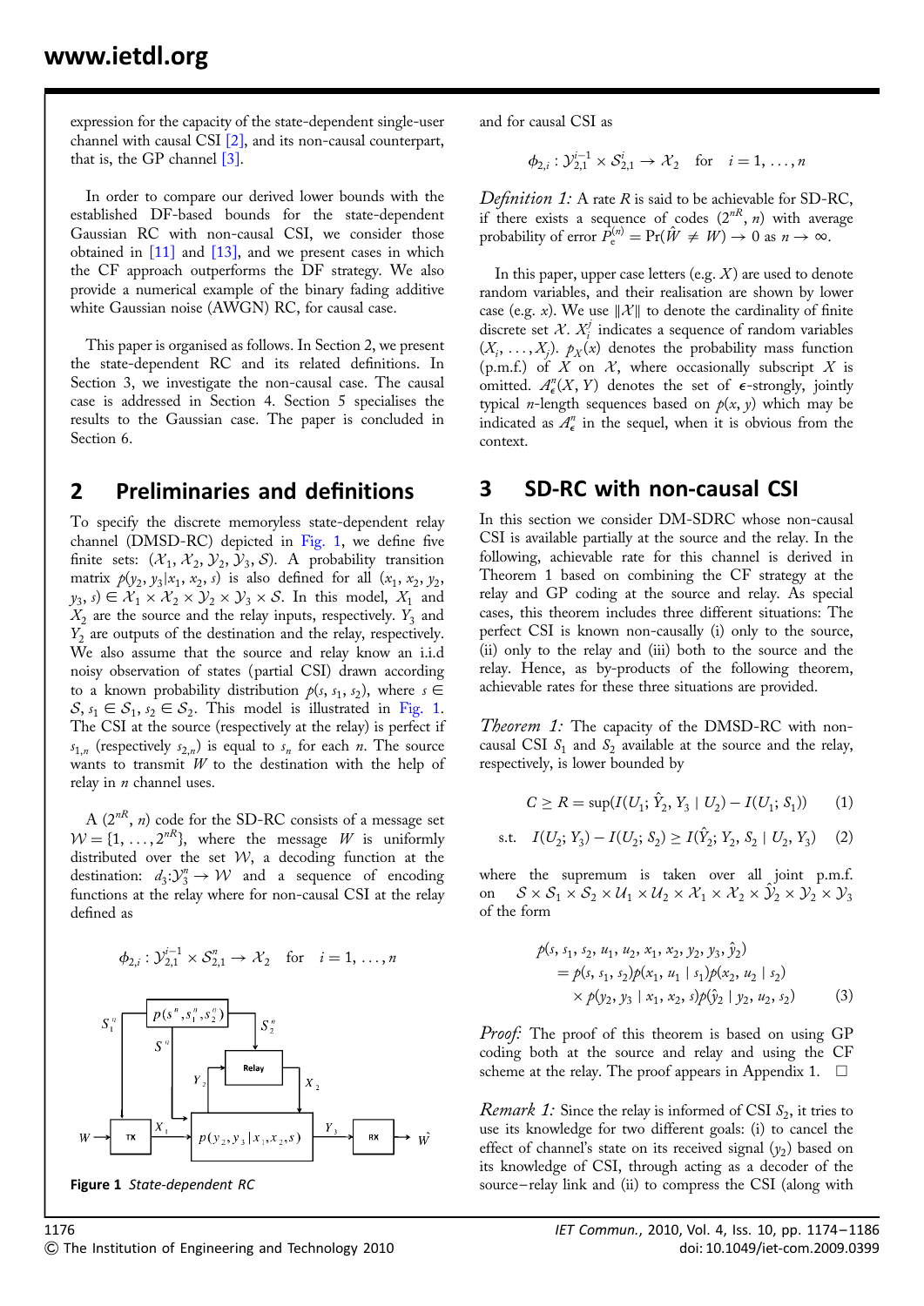expression for the capacity of the state-dependent single-user channel with causal CSI [2], and its non-causal counterpart, that is, the GP channel [3].

In order to compare our derived lower bounds with the established DF-based bounds for the state-dependent Gaussian RC with non-causal CSI, we consider those obtained in [11] and [13], and we present cases in which the CF approach outperforms the DF strategy. We also provide a numerical example of the binary fading additive white Gaussian noise (AWGN) RC, for causal case.

This paper is organised as follows. In Section 2, we present the state-dependent RC and its related definitions. In Section 3, we investigate the non-causal case. The causal case is addressed in Section 4. Section 5 specialises the results to the Gaussian case. The paper is concluded in Section 6.

## 2 Preliminaries and definitions

To specify the discrete memoryless state-dependent relay channel (DMSD-RC) depicted in Fig. 1, we define five finite sets: $(\mathcal{X}_1, \mathcal{X}_2, \mathcal{Y}_2, \mathcal{Y}_3, \mathcal{S})$. A probability transition matrix $p(y_2, y_3|x_1, x_2, s)$ is also defined for all $(x_1, x_2, y_2, y_3, s) \in \mathcal{X}_1 \times \mathcal{X}_2 \times \mathcal{Y}_2 \times \mathcal{Y}_3 \times \mathcal{S}$. In this model, $X_1$ and $X_2$ are the source and the relay inputs, respectively. $Y_3$ and $Y_2$ are outputs of the destination and the relay, respectively. We also assume that the source and relay know an i.i.d noisy observation of states (partial CSI) drawn according to a known probability distribution $p(s, s_1, s_2)$, where $s \in \mathcal{S}$, $s_1 \in \mathcal{S}_1$, $s_2 \in \mathcal{S}_2$. This model is illustrated in Fig. 1. The CSI at the source (respectively at the relay) is perfect if $s_{1,n}$ (respectively $s_{2,n}$) is equal to $s_n$ for each $n$. The source wants to transmit $W$ to the destination with the help of relay in $n$ channel uses.

A $(2^{nR}, n)$ code for the SD-RC consists of a message set $\mathcal{W} = \{1, \ldots, 2^{nR}\}$, where the message $W$ is uniformly distributed over the set $\mathcal{W}$, a decoding function at the destination: $d_3 : \mathcal{Y}_3^n \rightarrow \mathcal{W}$ and a sequence of encoding functions at the relay where for non-causal CSI at the relay defined as

$$\phi_{2,i} : \mathcal{Y}_{2,1}^{i-1} \times \mathcal{S}_{2,1}^{n} \rightarrow \mathcal{X}_2 \quad \text{for} \quad i = 1, \ldots, n$$

**Figure 1** *State-dependent RC*

and for causal CSI as

$$\phi_{2,i} : \mathcal{Y}_{2,1}^{i-1} \times \mathcal{S}_{2,1}^{i} \rightarrow \mathcal{X}_2 \quad \text{for} \quad i = 1, \ldots, n$$

*Definition 1:* A rate $R$ is said to be achievable for SD-RC, if there exists a sequence of codes $(2^{nR}, n)$ with average probability of error $P_e^{(n)} = \Pr(\hat{W} \neq W) \rightarrow 0$ as $n \rightarrow \infty$.

In this paper, upper case letters (e.g. $X$) are used to denote random variables, and their realisation are shown by lower case (e.g. $x$). We use $\|\mathcal{X}\|$ to denote the cardinality of finite discrete set $\mathcal{X}$. $X_i^j$ indicates a sequence of random variables $(X_i, \ldots, X_j)$. $p_X(x)$ denotes the probability mass function (p.m.f.) of $X$ on $\mathcal{X}$, where occasionally subscript $X$ is omitted. $A_\epsilon^n(X, Y)$ denotes the set of $\epsilon$-strongly, jointly typical $n$-length sequences based on $p(x, y)$ which may be indicated as $A_\epsilon^n$ in the sequel, when it is obvious from the context.

## 3 SD-RC with non-causal CSI

In this section we consider DM-SDRC whose non-causal CSI is available partially at the source and the relay. In the following, achievable rate for this channel is derived in Theorem 1 based on combining the CF strategy at the relay and GP coding at the source and relay. As special cases, this theorem includes three different situations: The perfect CSI is known non-causally (i) only to the source, (ii) only to the relay and (iii) both to the source and the relay. Hence, as by-products of the following theorem, achievable rates for these three situations are provided.

*Theorem 1:* The capacity of the DMSD-RC with non-causal CSI $S_1$ and $S_2$ available at the source and the relay, respectively, is lower bounded by

$$C \geq R = \sup(I(U_1; \hat{Y}_2, Y_3 \mid U_2) - I(U_1; S_1)) \qquad (1)$$

$$\text{s.t.} \quad I(U_2; Y_3) - I(U_2; S_2) \geq I(\hat{Y}_2; Y_2, S_2 \mid U_2, Y_3) \qquad (2)$$

where the supremum is taken over all joint p.m.f. on $\mathcal{S} \times \mathcal{S}_1 \times \mathcal{S}_2 \times \mathcal{U}_1 \times \mathcal{U}_2 \times \mathcal{X}_1 \times \mathcal{X}_2 \times \hat{\mathcal{Y}}_2 \times \mathcal{Y}_2 \times \mathcal{Y}_3$ of the form

$$\begin{aligned} p(s, s_1, s_2, u_1, u_2, x_1, x_2, y_2, y_3, \hat{y}_2) &= p(s, s_1, s_2) p(x_1, u_1 \mid s_1) p(x_2, u_2 \mid s_2) \\ &\quad \times p(y_2, y_3 \mid x_1, x_2, s) p(\hat{y}_2 \mid y_2, u_2, s_2) \end{aligned} \qquad (3)$$

*Proof:* The proof of this theorem is based on using GP coding both at the source and relay and using the CF scheme at the relay. The proof appears in Appendix 1. □

*Remark 1:* Since the relay is informed of CSI $S_2$, it tries to use its knowledge for two different goals: (i) to cancel the effect of channel's state on its received signal ($y_2$) based on its knowledge of CSI, through acting as a decoder of the source–relay link and (ii) to compress the CSI (along with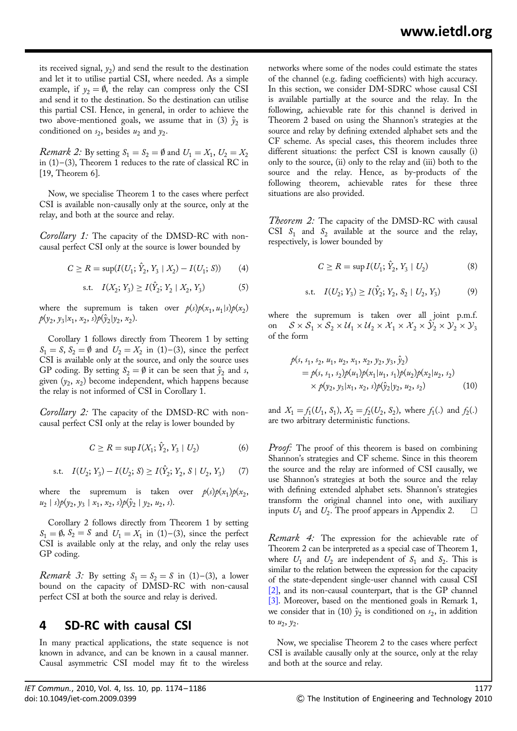its received signal, $y_2$) and send the result to the destination and let it to utilise partial CSI, where needed. As a simple example, if $y_2 = \emptyset$, the relay can compress only the CSI and send it to the destination. So the destination can utilise this partial CSI. Hence, in general, in order to achieve the two above-mentioned goals, we assume that in (3) $\hat{y}_2$ is conditioned on $s_2$, besides $u_2$ and $y_2$.

*Remark 2:* By setting $\mathcal{S}_1 = \mathcal{S}_2 = \emptyset$ and $U_1 = X_1$, $U_2 = X_2$ in (1)–(3), Theorem 1 reduces to the rate of classical RC in [19, Theorem 6].

Now, we specialise Theorem 1 to the cases where perfect CSI is available non-causally only at the source, only at the relay, and both at the source and relay.

*Corollary 1:* The capacity of the DMSD-RC with non-causal perfect CSI only at the source is lower bounded by

$$C \geq R = \sup(I(U_1; \hat{Y}_2, Y_3 \mid X_2) - I(U_1; S)) \tag{4}$$

$$\text{s.t.} \quad I(X_2; Y_3) \geq I(\hat{Y}_2; Y_2 \mid X_2, Y_3) \tag{5}$$

where the supremum is taken over $p(s)p(x_1, u_1|s)p(x_2)$ $p(y_2, y_3|x_1, x_2, s)p(\hat{y}_2|y_2, x_2)$.

Corollary 1 follows directly from Theorem 1 by setting $\mathcal{S}_1 = \mathcal{S}$, $\mathcal{S}_2 = \emptyset$ and $U_2 = X_2$ in (1)–(3), since the perfect CSI is available only at the source, and only the source uses GP coding. By setting $\mathcal{S}_2 = \emptyset$ it can be seen that $\hat{y}_2$ and $s$, given $(y_2, x_2)$ become independent, which happens because the relay is not informed of CSI in Corollary 1.

*Corollary 2:* The capacity of the DMSD-RC with non-causal perfect CSI only at the relay is lower bounded by

$$C \geq R = \sup I(X_1; \hat{Y}_2, Y_3 \mid U_2) \tag{6}$$

$$\text{s.t.} \quad I(U_2; Y_3) - I(U_2; S) \geq I(\hat{Y}_2; Y_2, S \mid U_2, Y_3) \tag{7}$$

where the supremum is taken over $p(s)p(x_1)p(x_2, u_2 \mid s)p(y_2, y_3 \mid x_1, x_2, s)p(\hat{y}_2 \mid y_2, u_2, s)$.

Corollary 2 follows directly from Theorem 1 by setting $\mathcal{S}_1 = \emptyset$, $\mathcal{S}_2 = \mathcal{S}$ and $U_1 = X_1$ in (1)–(3), since the perfect CSI is available only at the relay, and only the relay uses GP coding.

*Remark 3:* By setting $\mathcal{S}_1 = \mathcal{S}_2 = \mathcal{S}$ in (1)–(3), a lower bound on the capacity of DMSD-RC with non-causal perfect CSI at both the source and relay is derived.

## 4 SD-RC with causal CSI

In many practical applications, the state sequence is not known in advance, and can be known in a causal manner. Causal asymmetric CSI model may fit to the wireless networks where some of the nodes could estimate the states of the channel (e.g. fading coefficients) with high accuracy. In this section, we consider DM-SDRC whose causal CSI is available partially at the source and the relay. In the following, achievable rate for this channel is derived in Theorem 2 based on using the Shannon's strategies at the source and relay by defining extended alphabet sets and the CF scheme. As special cases, this theorem includes three different situations: the perfect CSI is known causally (i) only to the source, (ii) only to the relay and (iii) both to the source and the relay. Hence, as by-products of the following theorem, achievable rates for these three situations are also provided.

*Theorem 2:* The capacity of the DMSD-RC with causal CSI $S_1$ and $S_2$ available at the source and the relay, respectively, is lower bounded by

$$C \geq R = \sup I(U_1; \hat{Y}_2, Y_3 \mid U_2) \tag{8}$$

$$\text{s.t.} \quad I(U_2; Y_3) \geq I(\hat{Y}_2; Y_2, S_2 \mid U_2, Y_3) \tag{9}$$

where the supremum is taken over all joint p.m.f. on $\mathcal{S} \times \mathcal{S}_1 \times \mathcal{S}_2 \times \mathcal{U}_1 \times \mathcal{U}_2 \times \mathcal{X}_1 \times \mathcal{X}_2 \times \hat{\mathcal{Y}}_2 \times \mathcal{Y}_2 \times \mathcal{Y}_3$ of the form

$$\begin{aligned} p(s, s_1, s_2, u_1, u_2, x_1, x_2, y_2, y_3, \hat{y}_2) &= p(s, s_1, s_2)p(u_1)p(x_1|u_1, s_1)p(u_2)p(x_2|u_2, s_2) \\ &\quad \times p(y_2, y_3|x_1, x_2, s)p(\hat{y}_2|y_2, u_2, s_2) \end{aligned} \tag{10}$$

and $X_1 = f_1(U_1, S_1)$, $X_2 = f_2(U_2, S_2)$, where $f_1(.)$ and $f_2(.)$ are two arbitrary deterministic functions.

*Proof:* The proof of this theorem is based on combining Shannon's strategies and CF scheme. Since in this theorem the source and the relay are informed of CSI causally, we use Shannon's strategies at both the source and the relay with defining extended alphabet sets. Shannon's strategies transform the original channel into one, with auxiliary inputs $U_1$ and $U_2$. The proof appears in Appendix 2. □

*Remark 4:* The expression for the achievable rate of Theorem 2 can be interpreted as a special case of Theorem 1, where $U_1$ and $U_2$ are independent of $S_1$ and $S_2$. This is similar to the relation between the expression for the capacity of the state-dependent single-user channel with causal CSI [2], and its non-causal counterpart, that is the GP channel [3]. Moreover, based on the mentioned goals in Remark 1, we consider that in (10) $\hat{y}_2$ is conditioned on $s_2$, in addition to $u_2$, $y_2$.

Now, we specialise Theorem 2 to the cases where perfect CSI is available causally only at the source, only at the relay and both at the source and relay.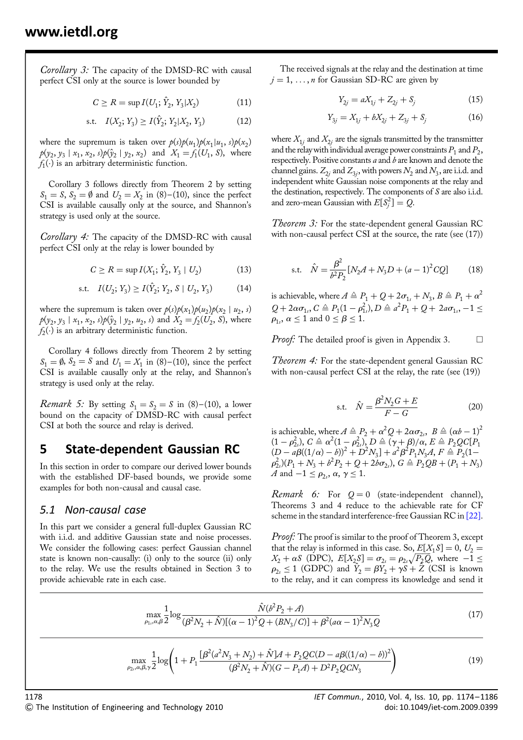*Corollary 3:* The capacity of the DMSD-RC with causal perfect CSI only at the source is lower bounded by

$$C \geq R = \sup I(U_1; \hat{Y}_2, Y_3|X_2) \tag{11}$$

$$\text{s.t.} \quad I(X_2; Y_3) \geq I(\hat{Y}_2; Y_2|X_2, Y_3) \tag{12}$$

where the supremum is taken over $p(s)p(u_1)p(x_1|u_1, s)p(x_2)$ $p(y_2, y_3 \mid x_1, x_2, s)p(\hat{y}_2 \mid y_2, x_2)$ and $X_1 = f_1(U_1, S)$, where $f_1(\cdot)$ is an arbitrary deterministic function.

Corollary 3 follows directly from Theorem 2 by setting $S_1 = S$, $S_2 = \emptyset$ and $U_2 = X_2$ in (8)–(10), since the perfect CSI is available causally only at the source, and Shannon's strategy is used only at the source.

*Corollary 4:* The capacity of the DMSD-RC with causal perfect CSI only at the relay is lower bounded by

$$C \geq R = \sup I(X_1; \hat{Y}_2, Y_3 \mid U_2) \tag{13}$$

$$\text{s.t.} \quad I(U_2; Y_3) \geq I(\hat{Y}_2; Y_2, S \mid U_2, Y_3) \tag{14}$$

where the supremum is taken over $p(s)p(x_1)p(u_2)p(x_2 \mid u_2, s)$ $p(y_2, y_3 \mid x_1, x_2, s)p(\hat{y}_2 \mid y_2, u_2, s)$ and $X_2 = f_2(U_2, S)$, where $f_2(\cdot)$ is an arbitrary deterministic function.

Corollary 4 follows directly from Theorem 2 by setting $S_1 = \emptyset$, $S_2 = S$ and $U_1 = X_1$ in (8)–(10), since the perfect CSI is available causally only at the relay, and Shannon's strategy is used only at the relay.

*Remark 5:* By setting $S_1 = S_2 = S$ in (8)–(10), a lower bound on the capacity of DMSD-RC with causal perfect CSI at both the source and relay is derived.

## 5 State-dependent Gaussian RC

In this section in order to compare our derived lower bounds with the established DF-based bounds, we provide some examples for both non-causal and causal case.

### 5.1 Non-causal case

In this part we consider a general full-duplex Gaussian RC with i.i.d. and additive Gaussian state and noise processes. We consider the following cases: perfect Gaussian channel state is known non-causally: (i) only to the source (ii) only to the relay. We use the results obtained in Section 3 to provide achievable rate in each case.

The received signals at the relay and the destination at time $j = 1, \ldots, n$ for Gaussian SD-RC are given by

$$Y_{2j} = aX_{1j} + Z_{2j} + S_j \tag{15}$$

$$Y_{3j} = X_{1j} + bX_{2j} + Z_{3j} + S_j \tag{16}$$

where $X_{1j}$ and $X_{2j}$ are the signals transmitted by the transmitter and the relay with individual average power constraints $P_1$ and $P_2$, respectively. Positive constants $a$ and $b$ are known and denote the channel gains. $Z_{2j}$ and $Z_{3j}$, with powers $N_2$ and $N_3$, are i.i.d. and independent white Gaussian noise components at the relay and the destination, respectively. The components of $S$ are also i.i.d. and zero-mean Gaussian with $E[S_j^2] = Q$.

*Theorem 3:* For the state-dependent general Gaussian RC with non-causal perfect CSI at the source, the rate (see (17))

$$\text{s.t.} \quad \hat{N} = \frac{\beta^2}{b^2 P_2}[N_2 A + N_3 D + (a-1)^2 CQ] \tag{18}$$

is achievable, where $A \triangleq P_1 + Q + 2\sigma_{1_s} + N_3$, $B \triangleq P_1 + \alpha^2 Q + 2\alpha\sigma_{1_s}$, $C \triangleq P_1(1 - \rho_{1_s}^2)$, $D \triangleq a^2 P_1 + Q + 2a\sigma_{1_s}$, $-1 \leq \rho_{1_s}$, $\alpha \leq 1$ and $0 \leq \beta \leq 1$.

*Proof:* The detailed proof is given in Appendix 3. □

*Theorem 4:* For the state-dependent general Gaussian RC with non-causal perfect CSI at the relay, the rate (see (19))

$$\text{s.t.} \quad \hat{N} = \frac{\beta^2 N_2 G + E}{F - G} \tag{20}$$

is achievable, where $A \triangleq P_2 + \alpha^2 Q + 2\alpha\sigma_{2_s}$, $B \triangleq (\alpha b - 1)^2 (1 - \rho_{2_s}^2)$, $C \triangleq \alpha^2(1 - \rho_{2_s}^2)$, $D \triangleq (\gamma + \beta)/\alpha$, $E \triangleq P_2 QC[P_1 (D - a\beta((1/\alpha) - b))^2 + D^2 N_3] + a^2\beta^2 P_1 N_3 A$, $F \triangleq P_2(1 - \rho_{2_s}^2)(P_1 + N_3 + b^2 P_2 + Q + 2b\sigma_{2_s})$, $G \triangleq P_2 QB + (P_1 + N_3) A$ and $-1 \leq \rho_{2_s}$, $\alpha$, $\gamma \leq 1$.

*Remark 6:* For $Q = 0$ (state-independent channel), Theorems 3 and 4 reduce to the achievable rate for CF scheme in the standard interference-free Gaussian RC in [22].

*Proof:* The proof is similar to the proof of Theorem 3, except that the relay is informed in this case. So, $E[X_1 S] = 0$, $U_2 = X_2 + \alpha S$ (DPC), $E[X_2 S] = \sigma_{2_s} = \rho_{2_s}\sqrt{P_2 Q}$, where $-1 \leq \rho_{2_s} \leq 1$ (GDPC) and $\hat{Y}_2 = \beta Y_2 + \gamma S + \hat{Z}$ (CSI is known to the relay, and it can compress its knowledge and send it

$$\max_{\rho_{1_s}, \alpha, \beta} \frac{1}{2}\log\frac{\hat{N}(b^2 P_2 + A)}{(\beta^2 N_2 + \hat{N})[(\alpha - 1)^2 Q + (BN_3/C)] + \beta^2(a\alpha - 1)^2 N_3 Q} \tag{17}$$

$$\max_{\rho_{2_s}, \alpha, \beta, \gamma} \frac{1}{2}\log\left(1 + P_1 \frac{[\beta^2(a^2 N_3 + N_2) + \hat{N}]A + P_2 QC(D - a\beta((1/\alpha) - b))^2}{(\beta^2 N_2 + \hat{N})(G - P_1 A) + D^2 P_2 QCN_3}\right) \tag{19}$$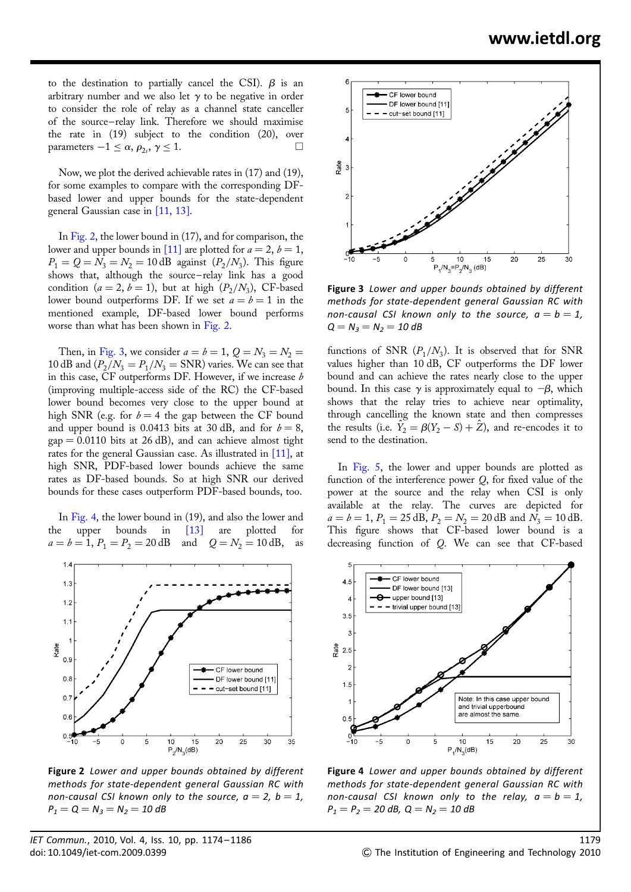to the destination to partially cancel the CSI). $\beta$ is an arbitrary number and we also let $\gamma$ to be negative in order to consider the role of relay as a channel state canceller of the source–relay link. Therefore we should maximise the rate in (19) subject to the condition (20), over parameters $-1 \leq \alpha, \rho_{2_s}, \gamma \leq 1$. □

Now, we plot the derived achievable rates in (17) and (19), for some examples to compare with the corresponding DF-based lower and upper bounds for the state-dependent general Gaussian case in [11, 13].

In Fig. 2, the lower bound in (17), and for comparison, the lower and upper bounds in [11] are plotted for $a = 2$, $b = 1$, $P_1 = Q = N_3 = N_2 = 10\,\text{dB}$ against $(P_2/N_3)$. This figure shows that, although the source–relay link has a good condition ($a = 2$, $b = 1$), but at high $(P_2/N_3)$, CF-based lower bound outperforms DF. If we set $a = b = 1$ in the mentioned example, DF-based lower bound performs worse than what has been shown in Fig. 2.

Then, in Fig. 3, we consider $a = b = 1$, $Q = N_3 = N_2 = 10\,\text{dB}$ and $(P_2/N_3 = P_1/N_3 = \text{SNR})$ varies. We can see that in this case, CF outperforms DF. However, if we increase $b$ (improving multiple-access side of the RC) the CF-based lower bound becomes very close to the upper bound at high SNR (e.g. for $b = 4$ the gap between the CF bound and upper bound is 0.0413 bits at 30 dB, and for $b = 8$, gap = 0.0110 bits at 26 dB), and can achieve almost tight rates for the general Gaussian case. As illustrated in [11], at high SNR, PDF-based lower bounds achieve the same rates as DF-based bounds. So at high SNR our derived bounds for these cases outperform PDF-based bounds, too.

In Fig. 4, the lower bound in (19), and also the lower and the upper bounds in [13] are plotted for $a = b = 1$, $P_1 = P_2 = 20\,\text{dB}$ and $Q = N_2 = 10\,\text{dB}$, as functions of SNR $(P_1/N_3)$. It is observed that for SNR values higher than 10 dB, CF outperforms the DF lower bound and can achieve the rates nearly close to the upper bound. In this case $\gamma$ is approximately equal to $-\beta$, which shows that the relay tries to achieve near optimality, through cancelling the known state and then compresses the results (i.e. $\hat{Y}_2 = \beta(Y_2 - S) + \hat{Z}$), and re-encodes it to send to the destination.

In Fig. 5, the lower and upper bounds are plotted as function of the interference power $Q$, for fixed value of the power at the source and the relay when CSI is only available at the relay. The curves are depicted for $a = b = 1$, $P_1 = 25\,\text{dB}$, $P_2 = N_2 = 20\,\text{dB}$ and $N_3 = 10\,\text{dB}$. This figure shows that CF-based lower bound is a decreasing function of $Q$. We can see that CF-based

**Figure 2** *Lower and upper bounds obtained by different methods for state-dependent general Gaussian RC with non-causal CSI known only to the source, $a = 2$, $b = 1$, $P_1 = Q = N_3 = N_2 = 10\,dB$*

**Figure 3** *Lower and upper bounds obtained by different methods for state-dependent general Gaussian RC with non-causal CSI known only to the source, $a = b = 1$, $Q = N_3 = N_2 = 10\,dB$*

**Figure 4** *Lower and upper bounds obtained by different methods for state-dependent general Gaussian RC with non-causal CSI known only to the relay, $a = b = 1$, $P_1 = P_2 = 20\,dB$, $Q = N_2 = 10\,dB$*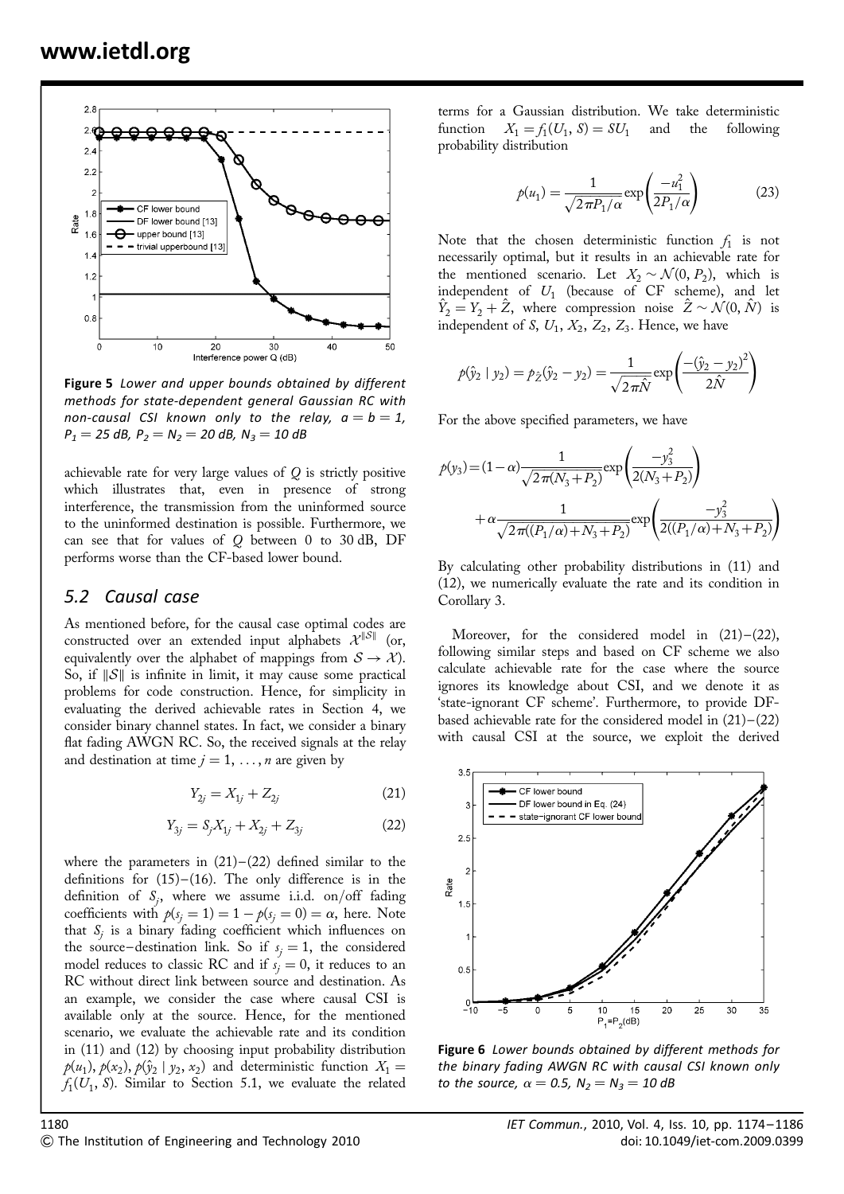**Figure 5** *Lower and upper bounds obtained by different methods for state-dependent general Gaussian RC with non-causal CSI known only to the relay, $a = b = 1$, $P_1 = 25$ dB, $P_2 = N_2 = 20$ dB, $N_3 = 10$ dB*

achievable rate for very large values of $Q$ is strictly positive which illustrates that, even in presence of strong interference, the transmission from the uninformed source to the uninformed destination is possible. Furthermore, we can see that for values of $Q$ between 0 to 30 dB, DF performs worse than the CF-based lower bound.

## 5.2 Causal case

As mentioned before, for the causal case optimal codes are constructed over an extended input alphabets $\mathcal{X}^{\|\mathcal{S}\|}$ (or, equivalently over the alphabet of mappings from $\mathcal{S} \to \mathcal{X}$). So, if $\|\mathcal{S}\|$ is infinite in limit, it may cause some practical problems for code construction. Hence, for simplicity in evaluating the derived achievable rates in Section 4, we consider binary channel states. In fact, we consider a binary flat fading AWGN RC. So, the received signals at the relay and destination at time $j = 1, \ldots, n$ are given by

$$Y_{2j} = X_{1j} + Z_{2j} \tag{21}$$

$$Y_{3j} = S_j X_{1j} + X_{2j} + Z_{3j} \tag{22}$$

where the parameters in (21)–(22) defined similar to the definitions for (15)–(16). The only difference is in the definition of $S_j$, where we assume i.i.d. on/off fading coefficients with $p(s_j = 1) = 1 - p(s_j = 0) = \alpha$, here. Note that $S_j$ is a binary fading coefficient which influences on the source–destination link. So if $s_j = 1$, the considered model reduces to classic RC and if $s_j = 0$, it reduces to an RC without direct link between source and destination. As an example, we consider the case where causal CSI is available only at the source. Hence, for the mentioned scenario, we evaluate the achievable rate and its condition in (11) and (12) by choosing input probability distribution $p(u_1)$, $p(x_2)$, $p(\hat{y}_2 \mid y_2, x_2)$ and deterministic function $X_1 = f_1(U_1, S)$. Similar to Section 5.1, we evaluate the related terms for a Gaussian distribution. We take deterministic function $X_1 = f_1(U_1, S) = SU_1$ and the following probability distribution

$$p(u_1) = \frac{1}{\sqrt{2\pi P_1/\alpha}} \exp\left(\frac{-u_1^2}{2P_1/\alpha}\right) \tag{23}$$

Note that the chosen deterministic function $f_1$ is not necessarily optimal, but it results in an achievable rate for the mentioned scenario. Let $X_2 \sim \mathcal{N}(0, P_2)$, which is independent of $U_1$ (because of CF scheme), and let $\hat{Y}_2 = Y_2 + \hat{Z}$, where compression noise $\hat{Z} \sim \mathcal{N}(0, \hat{N})$ is independent of $S$, $U_1$, $X_2$, $Z_2$, $Z_3$. Hence, we have

$$p(\hat{y}_2 \mid y_2) = p_{\hat{Z}}(\hat{y}_2 - y_2) = \frac{1}{\sqrt{2\pi \hat{N}}} \exp\left(\frac{-(\hat{y}_2 - y_2)^2}{2\hat{N}}\right)$$

For the above specified parameters, we have

$$p(y_3) = (1-\alpha)\frac{1}{\sqrt{2\pi(N_3 + P_2)}} \exp\left(\frac{-y_3^2}{2(N_3 + P_2)}\right) + \alpha \frac{1}{\sqrt{2\pi((P_1/\alpha) + N_3 + P_2)}} \exp\left(\frac{-y_3^2}{2((P_1/\alpha) + N_3 + P_2)}\right)$$

By calculating other probability distributions in (11) and (12), we numerically evaluate the rate and its condition in Corollary 3.

Moreover, for the considered model in (21)–(22), following similar steps and based on CF scheme we also calculate achievable rate for the case where the source ignores its knowledge about CSI, and we denote it as 'state-ignorant CF scheme'. Furthermore, to provide DF-based achievable rate for the considered model in (21)–(22) with causal CSI at the source, we exploit the derived

**Figure 6** *Lower bounds obtained by different methods for the binary fading AWGN RC with causal CSI known only to the source, $\alpha = 0.5$, $N_2 = N_3 = 10$ dB*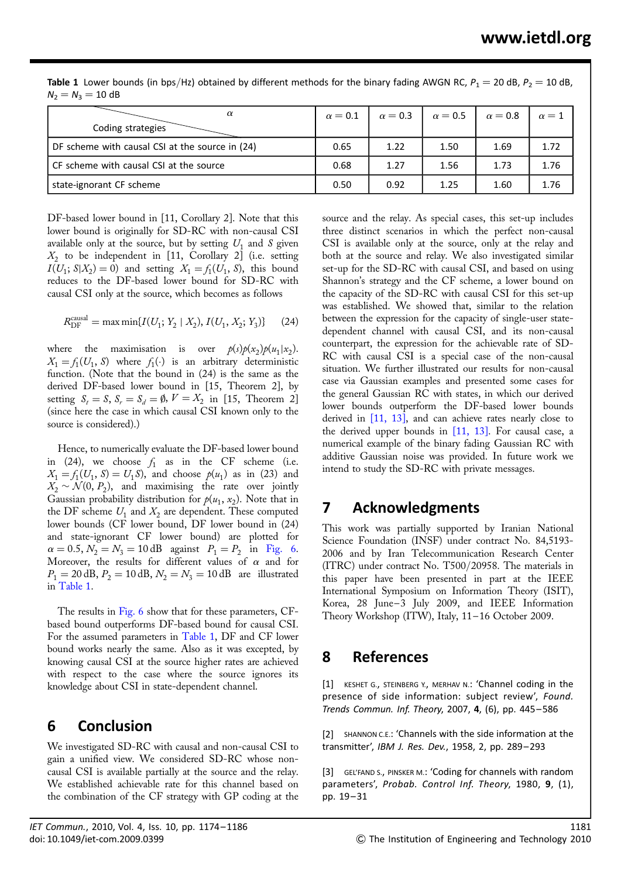**Table 1** Lower bounds (in bps/Hz) obtained by different methods for the binary fading AWGN RC, $P_1 = 20$ dB, $P_2 = 10$ dB, $N_2 = N_3 = 10$ dB

| Coding strategies \ $\alpha$ | $\alpha = 0.1$ | $\alpha = 0.3$ | $\alpha = 0.5$ | $\alpha = 0.8$ | $\alpha = 1$ |
|---|---|---|---|---|---|
| DF scheme with causal CSI at the source in (24) | 0.65 | 1.22 | 1.50 | 1.69 | 1.72 |
| CF scheme with causal CSI at the source | 0.68 | 1.27 | 1.56 | 1.73 | 1.76 |
| state-ignorant CF scheme | 0.50 | 0.92 | 1.25 | 1.60 | 1.76 |

DF-based lower bound in [11, Corollary 2]. Note that this lower bound is originally for SD-RC with non-causal CSI available only at the source, but by setting $U_1$ and $S$ given $X_2$ to be independent in [11, Corollary 2] (i.e. setting $I(U_1; S|X_2) = 0$) and setting $X_1 = f_1(U_1, S)$, this bound reduces to the DF-based lower bound for SD-RC with causal CSI only at the source, which becomes as follows

$$R_{\text{DF}}^{\text{causal}} = \max \min\{I(U_1; Y_2 \mid X_2), I(U_1, X_2; Y_3)\} \tag{24}$$

where the maximisation is over $p(s)p(x_2)p(u_1|x_2)$. $X_1 = f_1(U_1, S)$ where $f_1(\cdot)$ is an arbitrary deterministic function. (Note that the bound in (24) is the same as the derived DF-based lower bound in [15, Theorem 2], by setting $S_t = S$, $S_r = S_d = \emptyset$, $V = X_2$ in [15, Theorem 2] (since here the case in which causal CSI known only to the source is considered).)

Hence, to numerically evaluate the DF-based lower bound in (24), we choose $f_1$ as in the CF scheme (i.e. $X_1 = f_1(U_1, S) = U_1 S$), and choose $p(u_1)$ as in (23) and $X_2 \sim \mathcal{N}(0, P_2)$, and maximising the rate over jointly Gaussian probability distribution for $p(u_1, x_2)$. Note that in the DF scheme $U_1$ and $X_2$ are dependent. These computed lower bounds (CF lower bound, DF lower bound in (24) and state-ignorant CF lower bound) are plotted for $\alpha = 0.5$, $N_2 = N_3 = 10$ dB against $P_1 = P_2$ in Fig. 6. Moreover, the results for different values of $\alpha$ and for $P_1 = 20$ dB, $P_2 = 10$ dB, $N_2 = N_3 = 10$ dB are illustrated in Table 1.

The results in Fig. 6 show that for these parameters, CF-based bound outperforms DF-based bound for causal CSI. For the assumed parameters in Table 1, DF and CF lower bound works nearly the same. Also as it was excepted, by knowing causal CSI at the source higher rates are achieved with respect to the case where the source ignores its knowledge about CSI in state-dependent channel.

## 6 Conclusion

We investigated SD-RC with causal and non-causal CSI to gain a unified view. We considered SD-RC whose non-causal CSI is available partially at the source and the relay. We established achievable rate for this channel based on the combination of the CF strategy with GP coding at the source and the relay. As special cases, this set-up includes three distinct scenarios in which the perfect non-causal CSI is available only at the source, only at the relay and both at the source and relay. We also investigated similar set-up for the SD-RC with causal CSI, and based on using Shannon's strategy and the CF scheme, a lower bound on the capacity of the SD-RC with causal CSI for this set-up was established. We showed that, similar to the relation between the expression for the capacity of single-user state-dependent channel with causal CSI, and its non-causal counterpart, the expression for the achievable rate of SD-RC with causal CSI is a special case of the non-causal situation. We further illustrated our results for non-causal case via Gaussian examples and presented some cases for the general Gaussian RC with states, in which our derived lower bounds outperform the DF-based lower bounds derived in [11, 13], and can achieve rates nearly close to the derived upper bounds in [11, 13]. For causal case, a numerical example of the binary fading Gaussian RC with additive Gaussian noise was provided. In future work we intend to study the SD-RC with private messages.

## 7 Acknowledgments

This work was partially supported by Iranian National Science Foundation (INSF) under contract No. 84,5193-2006 and by Iran Telecommunication Research Center (ITRC) under contract No. T500/20958. The materials in this paper have been presented in part at the IEEE International Symposium on Information Theory (ISIT), Korea, 28 June–3 July 2009, and IEEE Information Theory Workshop (ITW), Italy, 11–16 October 2009.

## 8 References

[1] KESHET G., STEINBERG Y., MERHAV N.: 'Channel coding in the presence of side information: subject review', *Found. Trends Commun. Inf. Theory*, 2007, **4**, (6), pp. 445–586

[2] SHANNON C.E.: 'Channels with the side information at the transmitter', *IBM J. Res. Dev.*, 1958, 2, pp. 289–293

[3] GEL'FAND S., PINSKER M.: 'Coding for channels with random parameters', *Probab. Control Inf. Theory*, 1980, **9**, (1), pp. 19–31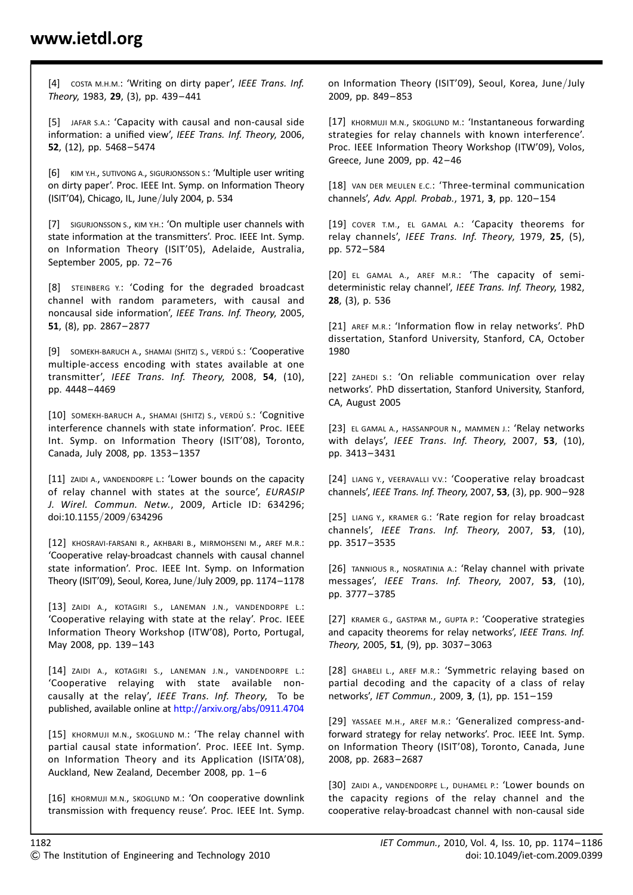[4] COSTA M.H.M.: 'Writing on dirty paper', *IEEE Trans. Inf. Theory*, 1983, **29**, (3), pp. 439–441

[5] JAFAR S.A.: 'Capacity with causal and non-causal side information: a unified view', *IEEE Trans. Inf. Theory*, 2006, **52**, (12), pp. 5468–5474

[6] KIM Y.H., SUTIVONG A., SIGURJONSSON S.: 'Multiple user writing on dirty paper'. Proc. IEEE Int. Symp. on Information Theory (ISIT'04), Chicago, IL, June/July 2004, p. 534

[7] SIGURJONSSON S., KIM Y.H.: 'On multiple user channels with state information at the transmitters'. Proc. IEEE Int. Symp. on Information Theory (ISIT'05), Adelaide, Australia, September 2005, pp. 72–76

[8] STEINBERG Y.: 'Coding for the degraded broadcast channel with random parameters, with causal and noncausal side information', *IEEE Trans. Inf. Theory*, 2005, **51**, (8), pp. 2867–2877

[9] SOMEKH-BARUCH A., SHAMAI (SHITZ) S., VERDÚ S.: 'Cooperative multiple-access encoding with states available at one transmitter', *IEEE Trans. Inf. Theory*, 2008, **54**, (10), pp. 4448–4469

[10] SOMEKH-BARUCH A., SHAMAI (SHITZ) S., VERDÚ S.: 'Cognitive interference channels with state information'. Proc. IEEE Int. Symp. on Information Theory (ISIT'08), Toronto, Canada, July 2008, pp. 1353–1357

[11] ZAIDI A., VANDENDORPE L.: 'Lower bounds on the capacity of relay channel with states at the source', *EURASIP J. Wirel. Commun. Netw.*, 2009, Article ID: 634296; doi:10.1155/2009/634296

[12] KHOSRAVI-FARSANI R., AKHBARI B., MIRMOHSENI M., AREF M.R.: 'Cooperative relay-broadcast channels with causal channel state information'. Proc. IEEE Int. Symp. on Information Theory (ISIT'09), Seoul, Korea, June/July 2009, pp. 1174–1178

[13] ZAIDI A., KOTAGIRI S., LANEMAN J.N., VANDENDORPE L.: 'Cooperative relaying with state at the relay'. Proc. IEEE Information Theory Workshop (ITW'08), Porto, Portugal, May 2008, pp. 139–143

[14] ZAIDI A., KOTAGIRI S., LANEMAN J.N., VANDENDORPE L.: 'Cooperative relaying with state available noncausally at the relay', *IEEE Trans. Inf. Theory*, To be published, available online at http://arxiv.org/abs/0911.4704

[15] KHORMUJI M.N., SKOGLUND M.: 'The relay channel with partial causal state information'. Proc. IEEE Int. Symp. on Information Theory and its Application (ISITA'08), Auckland, New Zealand, December 2008, pp. 1–6

[16] KHORMUJI M.N., SKOGLUND M.: 'On cooperative downlink transmission with frequency reuse'. Proc. IEEE Int. Symp. on Information Theory (ISIT'09), Seoul, Korea, June/July 2009, pp. 849–853

[17] KHORMUJI M.N., SKOGLUND M.: 'Instantaneous forwarding strategies for relay channels with known interference'. Proc. IEEE Information Theory Workshop (ITW'09), Volos, Greece, June 2009, pp. 42–46

[18] VAN DER MEULEN E.C.: 'Three-terminal communication channels', *Adv. Appl. Probab.*, 1971, **3**, pp. 120–154

[19] COVER T.M., EL GAMAL A.: 'Capacity theorems for relay channels', *IEEE Trans. Inf. Theory*, 1979, **25**, (5), pp. 572–584

[20] EL GAMAL A., AREF M.R.: 'The capacity of semi-deterministic relay channel', *IEEE Trans. Inf. Theory*, 1982, **28**, (3), p. 536

[21] AREF M.R.: 'Information flow in relay networks'. PhD dissertation, Stanford University, Stanford, CA, October 1980

[22] ZAHEDI S.: 'On reliable communication over relay networks'. PhD dissertation, Stanford University, Stanford, CA, August 2005

[23] EL GAMAL A., HASSANPOUR N., MAMMEN J.: 'Relay networks with delays', *IEEE Trans. Inf. Theory*, 2007, **53**, (10), pp. 3413–3431

[24] LIANG Y., VEERAVALLI V.V.: 'Cooperative relay broadcast channels', *IEEE Trans. Inf. Theory*, 2007, **53**, (3), pp. 900–928

[25] LIANG Y., KRAMER G.: 'Rate region for relay broadcast channels', *IEEE Trans. Inf. Theory*, 2007, **53**, (10), pp. 3517–3535

[26] TANNIOUS R., NOSRATINIA A.: 'Relay channel with private messages', *IEEE Trans. Inf. Theory*, 2007, **53**, (10), pp. 3777–3785

[27] KRAMER G., GASTPAR M., GUPTA P.: 'Cooperative strategies and capacity theorems for relay networks', *IEEE Trans. Inf. Theory*, 2005, **51**, (9), pp. 3037–3063

[28] GHABELI L., AREF M.R.: 'Symmetric relaying based on partial decoding and the capacity of a class of relay networks', *IET Commun.*, 2009, **3**, (1), pp. 151–159

[29] YASSAEE M.H., AREF M.R.: 'Generalized compress-and-forward strategy for relay networks'. Proc. IEEE Int. Symp. on Information Theory (ISIT'08), Toronto, Canada, June 2008, pp. 2683–2687

[30] ZAIDI A., VANDENDORPE L., DUHAMEL P.: 'Lower bounds on the capacity regions of the relay channel and the cooperative relay-broadcast channel with non-causal side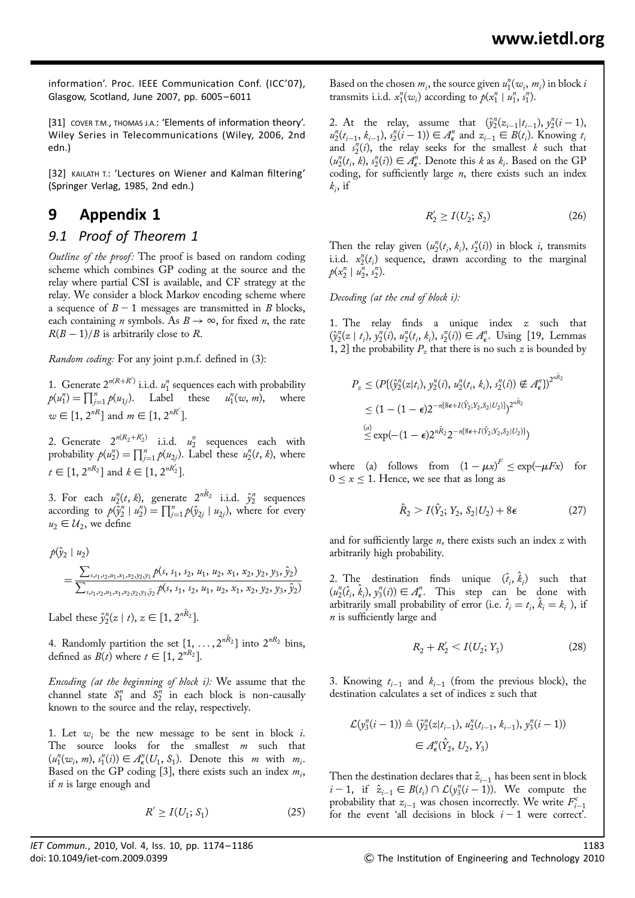information'. Proc. IEEE Communication Conf. (ICC'07), Glasgow, Scotland, June 2007, pp. 6005–6011

[31] COVER T.M., THOMAS J.A.: 'Elements of information theory'. Wiley Series in Telecommunications (Wiley, 2006, 2nd edn.)

[32] KAILATH T.: 'Lectures on Wiener and Kalman filtering' (Springer Verlag, 1985, 2nd edn.)

# 9 Appendix 1

## 9.1 Proof of Theorem 1

*Outline of the proof:* The proof is based on random coding scheme which combines GP coding at the source and the relay where partial CSI is available, and CF strategy at the relay. We consider a block Markov encoding scheme where a sequence of $B-1$ messages are transmitted in $B$ blocks, each containing $n$ symbols. As $B \to \infty$, for fixed $n$, the rate $R(B-1)/B$ is arbitrarily close to $R$.

*Random coding:* For any joint p.m.f. defined in (3):

1. Generate $2^{n(R+R')}$ i.i.d. $u_1^n$ sequences each with probability $p(u_1^n) = \prod_{j=1}^{n} p(u_{1j})$. Label these $u_1^n(w, m)$, where $w \in [1, 2^{nR}]$ and $m \in [1, 2^{nR'}]$.

2. Generate $2^{n(R_2+R_2')}$ i.i.d. $u_2^n$ sequences each with probability $p(u_2^n) = \prod_{j=1}^{n} p(u_{2j})$. Label these $u_2^n(t, k)$, where $t \in [1, 2^{nR_2}]$ and $k \in [1, 2^{nR_2'}]$.

3. For each $u_2^n(t, k)$, generate $2^{n\hat{R}_2}$ i.i.d. $\hat{y}_2^n$ sequences according to $p(\hat{y}_2^n \mid u_2^n) = \prod_{j=1}^{n} p(\hat{y}_{2j} \mid u_{2j})$, where for every $u_2 \in \mathcal{U}_2$, we define

$$p(\hat{y}_2 \mid u_2) = \frac{\sum_{s,s_1,s_2,u_1,x_1,x_2,y_2,y_3} p(s, s_1, s_2, u_1, u_2, x_1, x_2, y_2, y_3, \hat{y}_2)}{\sum_{s,s_1,s_2,u_1,x_1,x_2,y_2,y_3,\hat{y}_2} p(s, s_1, s_2, u_1, u_2, x_1, x_2, y_2, y_3, \hat{y}_2)}$$

Label these $\hat{y}_2^n(z \mid t)$, $z \in [1, 2^{n\hat{R}_2}]$.

4. Randomly partition the set $\{1, \ldots, 2^{n\hat{R}_2}\}$ into $2^{nR_2}$ bins, defined as $B(t)$ where $t \in [1, 2^{nR_2}]$.

*Encoding (at the beginning of block i):* We assume that the channel state $S_1^n$ and $S_2^n$ in each block is non-causally known to the source and the relay, respectively.

1. Let $w_i$ be the new message to be sent in block $i$. The source looks for the smallest $m$ such that $(u_1^n(w_i, m), s_1^n(i)) \in A_\epsilon^n(U_1, S_1)$. Denote this $m$ with $m_i$. Based on the GP coding [3], there exists such an index $m_i$, if $n$ is large enough and

$$R' \geq I(U_1; S_1) \tag{25}$$

Based on the chosen $m_i$, the source given $u_1^n(w_i, m_i)$ in block $i$ transmits i.i.d. $x_1^n(w_i)$ according to $p(x_1^n \mid u_1^n, s_1^n)$.

2. At the relay, assume that $(\hat{y}_2^n(z_{i-1}|t_{i-1}), y_2^n(i-1), u_2^n(t_{i-1}, k_{i-1}), s_2^n(i-1)) \in A_\epsilon^n$ and $z_{i-1} \in B(t_i)$. Knowing $t_i$ and $s_2^n(i)$, the relay seeks for the smallest $k$ such that $(u_2^n(t_i, k), s_2^n(i)) \in A_\epsilon^n$. Denote this $k$ as $k_i$. Based on the GP coding, for sufficiently large $n$, there exists such an index $k_i$, if

$$R_2' \geq I(U_2; S_2) \tag{26}$$

Then the relay given $(u_2^n(t_i, k_i), s_2^n(i))$ in block $i$, transmits i.i.d. $x_2^n(t_i)$ sequence, drawn according to the marginal $p(x_2^n \mid u_2^n, s_2^n)$.

*Decoding (at the end of block i):*

1. The relay finds a unique index $z$ such that $(\hat{y}_2^n(z \mid t_i), y_2^n(i), u_2^n(t_i, k_i), s_2^n(i)) \in A_\epsilon^n$. Using [19, Lemmas 1, 2] the probability $P_z$ that there is no such $z$ is bounded by

$$\begin{aligned}
P_z &\leq (P\{(\hat{y}_2^n(z|t_i), y_2^n(i), u_2^n(t_i, k_i), s_2^n(i)) \notin A_\epsilon^n\})^{2^{n\hat{R}_2}} \\
&\leq (1 - (1-\epsilon)2^{-n[8\epsilon + I(\hat{Y}_2; Y_2, S_2|U_2)]})^{2^{n\hat{R}_2}} \\
&\overset{(a)}{\leq} \exp(-(1-\epsilon)2^{n\hat{R}_2}2^{-n[8\epsilon + I(\hat{Y}_2; Y_2, S_2|U_2)]})
\end{aligned}$$

where (a) follows from $(1-\mu x)^F \leq \exp(-\mu F x)$ for $0 \leq x \leq 1$. Hence, we see that as long as

$$\hat{R}_2 > I(\hat{Y}_2; Y_2, S_2|U_2) + 8\epsilon \tag{27}$$

and for sufficiently large $n$, there exists such an index $z$ with arbitrarily high probability.

2. The destination finds unique $(\hat{t}_i, \hat{k}_i)$ such that $(u_2^n(\hat{t}_i, \hat{k}_i), y_3^n(i)) \in A_\epsilon^n$. This step can be done with arbitrarily small probability of error (i.e. $\hat{t}_i = t_i$, $\hat{k}_i = k_i$ ), if $n$ is sufficiently large and

$$R_2 + R_2' < I(U_2; Y_3) \tag{28}$$

3. Knowing $t_{i-1}$ and $k_{i-1}$ (from the previous block), the destination calculates a set of indices $z$ such that

$$\mathcal{L}(y_3^n(i-1)) \triangleq (\hat{y}_2^n(z|t_{i-1}), u_2^n(t_{i-1}, k_{i-1}), y_3^n(i-1)) \in A_\epsilon^n(\hat{Y}_2, U_2, Y_3)$$

Then the destination declares that $\hat{z}_{i-1}$ has been sent in block $i-1$, if $\hat{z}_{i-1} \in B(t_i) \cap \mathcal{L}(y_3^n(i-1))$. We compute the probability that $z_{i-1}$ was chosen incorrectly. We write $F_{i-1}^c$ for the event 'all decisions in block $i-1$ were correct'.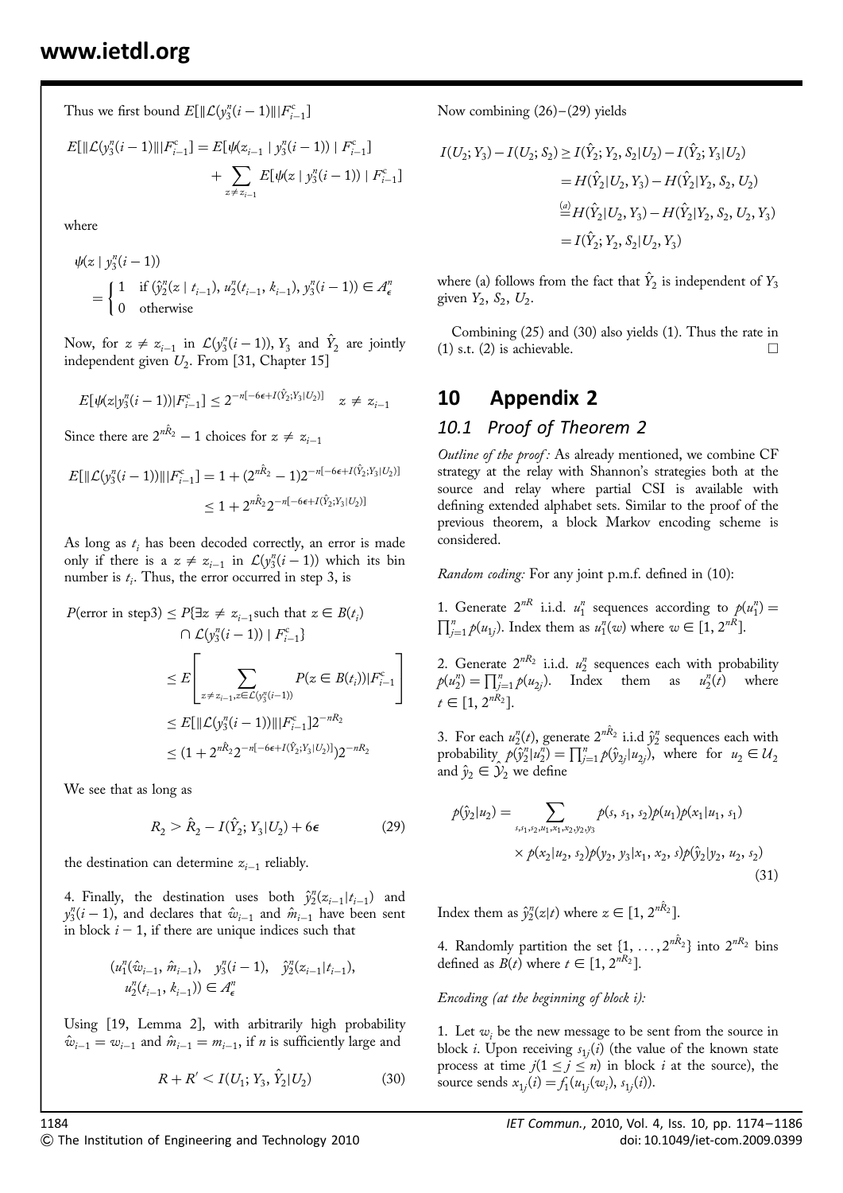Thus we first bound $E[\|\mathcal{L}(y_3^n(i-1)\||F_{i-1}^c]$

$$E[\|\mathcal{L}(y_3^n(i-1))\||F_{i-1}^c] = E[\psi(z_{i-1} \mid y_3^n(i-1)) \mid F_{i-1}^c] + \sum_{z \neq z_{i-1}} E[\psi(z \mid y_3^n(i-1)) \mid F_{i-1}^c]$$

where

$$\psi(z \mid y_3^n(i-1)) = \begin{cases} 1 & \text{if } (\hat{y}_2^n(z \mid t_{i-1}), u_2^n(t_{i-1}, k_{i-1}), y_3^n(i-1)) \in A_\epsilon^n \\ 0 & \text{otherwise} \end{cases}$$

Now, for $z \neq z_{i-1}$ in $\mathcal{L}(y_3^n(i-1))$, $Y_3$ and $\hat{Y}_2$ are jointly independent given $U_2$. From [31, Chapter 15]

$$E[\psi(z|y_3^n(i-1))|F_{i-1}^c] \leq 2^{-n[-6\epsilon + I(\hat{Y}_2;Y_3|U_2)]} \quad z \neq z_{i-1}$$

Since there are $2^{n\hat{R}_2} - 1$ choices for $z \neq z_{i-1}$

$$E[\|\mathcal{L}(y_3^n(i-1))\||F_{i-1}^c] = 1 + (2^{n\hat{R}_2} - 1)2^{-n[-6\epsilon + I(\hat{Y}_2;Y_3|U_2)]} \leq 1 + 2^{n\hat{R}_2}2^{-n[-6\epsilon + I(\hat{Y}_2;Y_3|U_2)]}$$

As long as $t_i$ has been decoded correctly, an error is made only if there is a $z \neq z_{i-1}$ in $\mathcal{L}(y_3^n(i-1))$ which its bin number is $t_i$. Thus, the error occurred in step 3, is

$$\begin{aligned} P(\text{error in step3}) &\leq P\{\exists z \neq z_{i-1} \text{such that } z \in B(t_i) \cap \mathcal{L}(y_3^n(i-1)) \mid F_{i-1}^c\} \\ &\leq E\left[ \sum_{z \neq z_{i-1}, z \in \mathcal{L}(y_3^n(i-1))} P(z \in B(t_i))|F_{i-1}^c \right] \\ &\leq E[\|\mathcal{L}(y_3^n(i-1))\||F_{i-1}^c]2^{-nR_2} \\ &\leq (1 + 2^{n\hat{R}_2}2^{-n[-6\epsilon + I(\hat{Y}_2;Y_3|U_2)]})2^{-nR_2} \end{aligned}$$

We see that as long as

$$R_2 > \hat{R}_2 - I(\hat{Y}_2; Y_3|U_2) + 6\epsilon \tag{29}$$

the destination can determine $z_{i-1}$ reliably.

4. Finally, the destination uses both $\hat{y}_2^n(z_{i-1}|t_{i-1})$ and $y_3^n(i-1)$, and declares that $\hat{w}_{i-1}$ and $\hat{m}_{i-1}$ have been sent in block $i-1$, if there are unique indices such that

$$(u_1^n(\hat{w}_{i-1}, \hat{m}_{i-1}), \quad y_3^n(i-1), \quad \hat{y}_2^n(z_{i-1}|t_{i-1}), \quad u_2^n(t_{i-1}, k_{i-1})) \in A_\epsilon^n$$

Using [19, Lemma 2], with arbitrarily high probability $\hat{w}_{i-1} = w_{i-1}$ and $\hat{m}_{i-1} = m_{i-1}$, if $n$ is sufficiently large and

$$R + R' < I(U_1; Y_3, \hat{Y}_2|U_2) \tag{30}$$

Now combining (26)–(29) yields

$$\begin{aligned} I(U_2; Y_3) - I(U_2; S_2) &\geq I(\hat{Y}_2; Y_2, S_2|U_2) - I(\hat{Y}_2; Y_3|U_2) \\ &= H(\hat{Y}_2|U_2, Y_3) - H(\hat{Y}_2|Y_2, S_2, U_2) \\ &\overset{(a)}{=} H(\hat{Y}_2|U_2, Y_3) - H(\hat{Y}_2|Y_2, S_2, U_2, Y_3) \\ &= I(\hat{Y}_2; Y_2, S_2|U_2, Y_3) \end{aligned}$$

where (a) follows from the fact that $\hat{Y}_2$ is independent of $Y_3$ given $Y_2$, $S_2$, $U_2$.

Combining (25) and (30) also yields (1). Thus the rate in (1) s.t. (2) is achievable. □

# 10 Appendix 2

## 10.1 Proof of Theorem 2

*Outline of the proof:* As already mentioned, we combine CF strategy at the relay with Shannon's strategies both at the source and relay where partial CSI is available with defining extended alphabet sets. Similar to the proof of the previous theorem, a block Markov encoding scheme is considered.

*Random coding:* For any joint p.m.f. defined in (10):

1. Generate $2^{nR}$ i.i.d. $u_1^n$ sequences according to $p(u_1^n) = \prod_{j=1}^n p(u_{1j})$. Index them as $u_1^n(w)$ where $w \in [1, 2^{nR}]$.

2. Generate $2^{nR_2}$ i.i.d. $u_2^n$ sequences each with probability $p(u_2^n) = \prod_{j=1}^n p(u_{2j})$. Index them as $u_2^n(t)$ where $t \in [1, 2^{nR_2}]$.

3. For each $u_2^n(t)$, generate $2^{n\hat{R}_2}$ i.i.d $\hat{y}_2^n$ sequences each with probability $p(\hat{y}_2^n|u_2^n) = \prod_{j=1}^n p(\hat{y}_{2j}|u_{2j})$, where for $u_2 \in \mathcal{U}_2$ and $\hat{y}_2 \in \hat{\mathcal{Y}}_2$ we define

$$p(\hat{y}_2|u_2) = \sum_{s, s_1, s_2, u_1, x_1, x_2, y_2, y_3} p(s, s_1, s_2)p(u_1)p(x_1|u_1, s_1) \times p(x_2|u_2, s_2)p(y_2, y_3|x_1, x_2, s)p(\hat{y}_2|y_2, u_2, s_2) \tag{31}$$

Index them as $\hat{y}_2^n(z|t)$ where $z \in [1, 2^{n\hat{R}_2}]$.

4. Randomly partition the set $\{1, \ldots, 2^{n\hat{R}_2}\}$ into $2^{nR_2}$ bins defined as $B(t)$ where $t \in [1, 2^{nR_2}]$.

*Encoding (at the beginning of block i):*

1. Let $w_i$ be the new message to be sent from the source in block $i$. Upon receiving $s_{1j}(i)$ (the value of the known state process at time $j(1 \leq j \leq n)$ in block $i$ at the source), the source sends $x_{1j}(i) = f_1(u_{1j}(w_i), s_{1j}(i))$.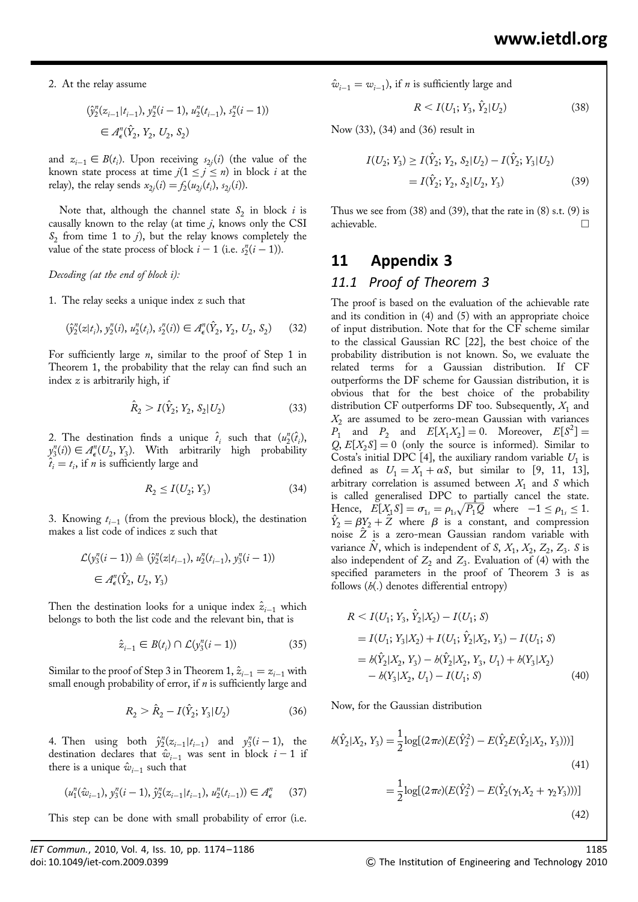2. At the relay assume

$$(\hat{y}_2^n(z_{i-1}|t_{i-1}), y_2^n(i-1), u_2^n(t_{i-1}), s_2^n(i-1)) \in A_\epsilon^n(\hat{Y}_2, Y_2, U_2, S_2)$$

and $z_{i-1} \in B(t_i)$. Upon receiving $s_{2j}(i)$ (the value of the known state process at time $j (1 \leq j \leq n)$ in block $i$ at the relay), the relay sends $x_{2j}(i) = f_2(u_{2j}(t_i), s_{2j}(i))$.

Note that, although the channel state $S_2$ in block $i$ is causally known to the relay (at time $j$, knows only the CSI $S_2$ from time 1 to $j$), but the relay knows completely the value of the state process of block $i-1$ (i.e. $s_2^n(i-1)$).

*Decoding (at the end of block i):*

1. The relay seeks a unique index $z$ such that

$$(\hat{y}_2^n(z|t_i), y_2^n(i), u_2^n(t_i), s_2^n(i)) \in A_\epsilon^n(\hat{Y}_2, Y_2, U_2, S_2) \tag{32}$$

For sufficiently large $n$, similar to the proof of Step 1 in Theorem 1, the probability that the relay can find such an index $z$ is arbitrarily high, if

$$\hat{R}_2 > I(\hat{Y}_2; Y_2, S_2|U_2) \tag{33}$$

2. The destination finds a unique $\hat{t}_i$ such that $(u_2^n(\hat{t}_i), y_3^n(i)) \in A_\epsilon^n(U_2, Y_3)$. With arbitrarily high probability $\hat{t}_i = t_i$, if $n$ is sufficiently large and

$$R_2 \leq I(U_2; Y_3) \tag{34}$$

3. Knowing $t_{i-1}$ (from the previous block), the destination makes a list code of indices $z$ such that

$$\mathcal{L}(y_3^n(i-1)) \triangleq (\hat{y}_2^n(z|t_{i-1}), u_2^n(t_{i-1}), y_3^n(i-1)) \in A_\epsilon^n(\hat{Y}_2, U_2, Y_3)$$

Then the destination looks for a unique index $\hat{z}_{i-1}$ which belongs to both the list code and the relevant bin, that is

$$\hat{z}_{i-1} \in B(t_i) \cap \mathcal{L}(y_3^n(i-1)) \tag{35}$$

Similar to the proof of Step 3 in Theorem 1, $\hat{z}_{i-1} = z_{i-1}$ with small enough probability of error, if $n$ is sufficiently large and

$$R_2 > \hat{R}_2 - I(\hat{Y}_2; Y_3|U_2) \tag{36}$$

4. Then using both $\hat{y}_2^n(z_{i-1}|t_{i-1})$ and $y_3^n(i-1)$, the destination declares that $\hat{w}_{i-1}$ was sent in block $i-1$ if there is a unique $\hat{w}_{i-1}$ such that

$$(u_1^n(\hat{w}_{i-1}), y_3^n(i-1), \hat{y}_2^n(z_{i-1}|t_{i-1}), u_2^n(t_{i-1})) \in A_\epsilon^n \tag{37}$$

This step can be done with small probability of error (i.e. $\hat{w}_{i-1} = w_{i-1}$), if $n$ is sufficiently large and

$$R < I(U_1; Y_3, \hat{Y}_2|U_2) \tag{38}$$

Now (33), (34) and (36) result in

$$\begin{aligned} I(U_2; Y_3) &\geq I(\hat{Y}_2; Y_2, S_2|U_2) - I(\hat{Y}_2; Y_3|U_2) \\ &= I(\hat{Y}_2; Y_2, S_2|U_2, Y_3) \end{aligned} \tag{39}$$

Thus we see from (38) and (39), that the rate in (8) s.t. (9) is achievable. $\square$

# 11 Appendix 3

## 11.1 Proof of Theorem 3

The proof is based on the evaluation of the achievable rate and its condition in (4) and (5) with an appropriate choice of input distribution. Note that for the CF scheme similar to the classical Gaussian RC [22], the best choice of the probability distribution is not known. So, we evaluate the related terms for a Gaussian distribution. If CF outperforms the DF scheme for Gaussian distribution, it is obvious that for the best choice of the probability distribution CF outperforms DF too. Subsequently, $X_1$ and $X_2$ are assumed to be zero-mean Gaussian with variances $P_1$ and $P_2$ and $E[X_1X_2] = 0$. Moreover, $E[S^2] = Q$, $E[X_2S] = 0$ (only the source is informed). Similar to Costa's initial DPC [4], the auxiliary random variable $U_1$ is defined as $U_1 = X_1 + \alpha S$, but similar to [9, 11, 13], arbitrary correlation is assumed between $X_1$ and $S$ which is called generalised DPC to partially cancel the state. Hence, $E[X_1S] = \sigma_{1s} = \rho_{1s}\sqrt{P_1Q}$ where $-1 \leq \rho_{1s} \leq 1$. $\hat{Y}_2 = \beta Y_2 + \hat{Z}$ where $\beta$ is a constant, and compression noise $\hat{Z}$ is a zero-mean Gaussian random variable with variance $\hat{N}$, which is independent of $S, X_1, X_2, Z_2, Z_3$. $S$ is also independent of $Z_2$ and $Z_3$. Evaluation of (4) with the specified parameters in the proof of Theorem 3 is as follows ($h(.)$ denotes differential entropy)

$$\begin{aligned} R &< I(U_1; Y_3, \hat{Y}_2|X_2) - I(U_1; S) \\ &= I(U_1; Y_3|X_2) + I(U_1; \hat{Y}_2|X_2, Y_3) - I(U_1; S) \\ &= h(\hat{Y}_2|X_2, Y_3) - h(\hat{Y}_2|X_2, Y_3, U_1) + h(Y_3|X_2) \\ &\quad - h(Y_3|X_2, U_1) - I(U_1; S) \end{aligned} \tag{40}$$

Now, for the Gaussian distribution

$$h(\hat{Y}_2|X_2, Y_3) = \frac{1}{2}\log[(2\pi e)(E(\hat{Y}_2^2) - E(\hat{Y}_2 E(\hat{Y}_2|X_2, Y_3)))] \tag{41}$$

$$= \frac{1}{2}\log[(2\pi e)(E(\hat{Y}_2^2) - E(\hat{Y}_2(\gamma_1 X_2 + \gamma_2 Y_3)))] \tag{42}$$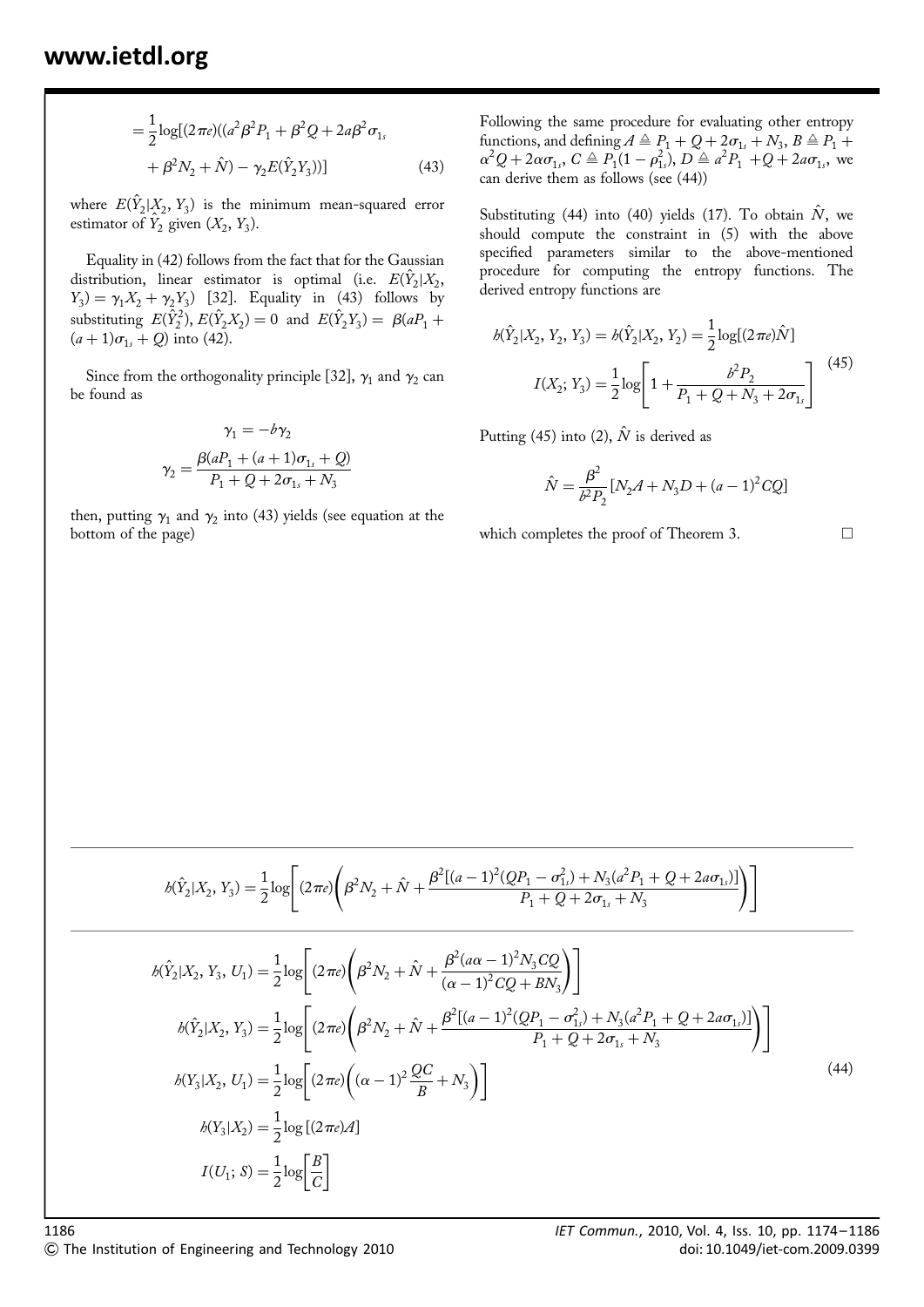$$= \frac{1}{2}\log[(2\pi e)((a^2\beta^2 P_1 + \beta^2 Q + 2a\beta^2\sigma_{1_s} + \beta^2 N_2 + \hat{N}) - \gamma_2 E(\hat{Y}_2 Y_3))] \tag{43}$$

where $E(\hat{Y}_2|X_2, Y_3)$ is the minimum mean-squared error estimator of $\hat{Y}_2$ given $(X_2, Y_3)$.

Equality in (42) follows from the fact that for the Gaussian distribution, linear estimator is optimal (i.e. $E(\hat{Y}_2|X_2, Y_3) = \gamma_1 X_2 + \gamma_2 Y_3$) [32]. Equality in (43) follows by substituting $E(\hat{Y}_2^2)$, $E(\hat{Y}_2 X_2) = 0$ and $E(\hat{Y}_2 Y_3) = \beta(aP_1 + (a+1)\sigma_{1_s} + Q)$ into (42).

Since from the orthogonality principle [32], $\gamma_1$ and $\gamma_2$ can be found as

$$\gamma_1 = -b\gamma_2$$

$$\gamma_2 = \frac{\beta(aP_1 + (a+1)\sigma_{1_s} + Q)}{P_1 + Q + 2\sigma_{1_s} + N_3}$$

then, putting $\gamma_1$ and $\gamma_2$ into (43) yields (see equation at the bottom of the page)

$$h(\hat{Y}_2|X_2, Y_3) = \frac{1}{2}\log\left[(2\pi e)\left(\beta^2 N_2 + \hat{N} + \frac{\beta^2[(a-1)^2(QP_1 - \sigma_{1_s}^2) + N_3(a^2P_1 + Q + 2a\sigma_{1_s})]}{P_1 + Q + 2\sigma_{1_s} + N_3}\right)\right]$$

Following the same procedure for evaluating other entropy functions, and defining $A \triangleq P_1 + Q + 2\sigma_{1_s} + N_3$, $B \triangleq P_1 + \alpha^2 Q + 2\alpha\sigma_{1_s}$, $C \triangleq P_1(1 - \rho_{1_s}^2)$, $D \triangleq a^2 P_1 + Q + 2a\sigma_{1_s}$, we can derive them as follows (see (44))

$$\begin{aligned}
h(\hat{Y}_2|X_2, Y_3, U_1) &= \frac{1}{2}\log\left[(2\pi e)\left(\beta^2 N_2 + \hat{N} + \frac{\beta^2(a\alpha - 1)^2 N_3 CQ}{(\alpha-1)^2 CQ + BN_3}\right)\right] \\
h(\hat{Y}_2|X_2, Y_3) &= \frac{1}{2}\log\left[(2\pi e)\left(\beta^2 N_2 + \hat{N} + \frac{\beta^2[(a-1)^2(QP_1 - \sigma_{1_s}^2) + N_3(a^2P_1 + Q + 2a\sigma_{1_s})]}{P_1 + Q + 2\sigma_{1_s} + N_3}\right)\right] \\
h(Y_3|X_2, U_1) &= \frac{1}{2}\log\left[(2\pi e)\left((\alpha-1)^2\frac{QC}{B} + N_3\right)\right] \\
h(Y_3|X_2) &= \frac{1}{2}\log[(2\pi e)A] \\
I(U_1; S) &= \frac{1}{2}\log\left[\frac{B}{C}\right]
\end{aligned} \tag{44}$$

Substituting (44) into (40) yields (17). To obtain $\hat{N}$, we should compute the constraint in (5) with the above specified parameters similar to the above-mentioned procedure for computing the entropy functions. The derived entropy functions are

$$\begin{aligned}
h(\hat{Y}_2|X_2, Y_2, Y_3) = h(\hat{Y}_2|X_2, Y_2) &= \frac{1}{2}\log[(2\pi e)\hat{N}] \\
I(X_2; Y_3) &= \frac{1}{2}\log\left[1 + \frac{b^2 P_2}{P_1 + Q + N_3 + 2\sigma_{1_s}}\right]
\end{aligned} \tag{45}$$

Putting (45) into (2), $\hat{N}$ is derived as

$$\hat{N} = \frac{\beta^2}{b^2 P_2}[N_2 A + N_3 D + (a-1)^2 CQ]$$

which completes the proof of Theorem 3. □